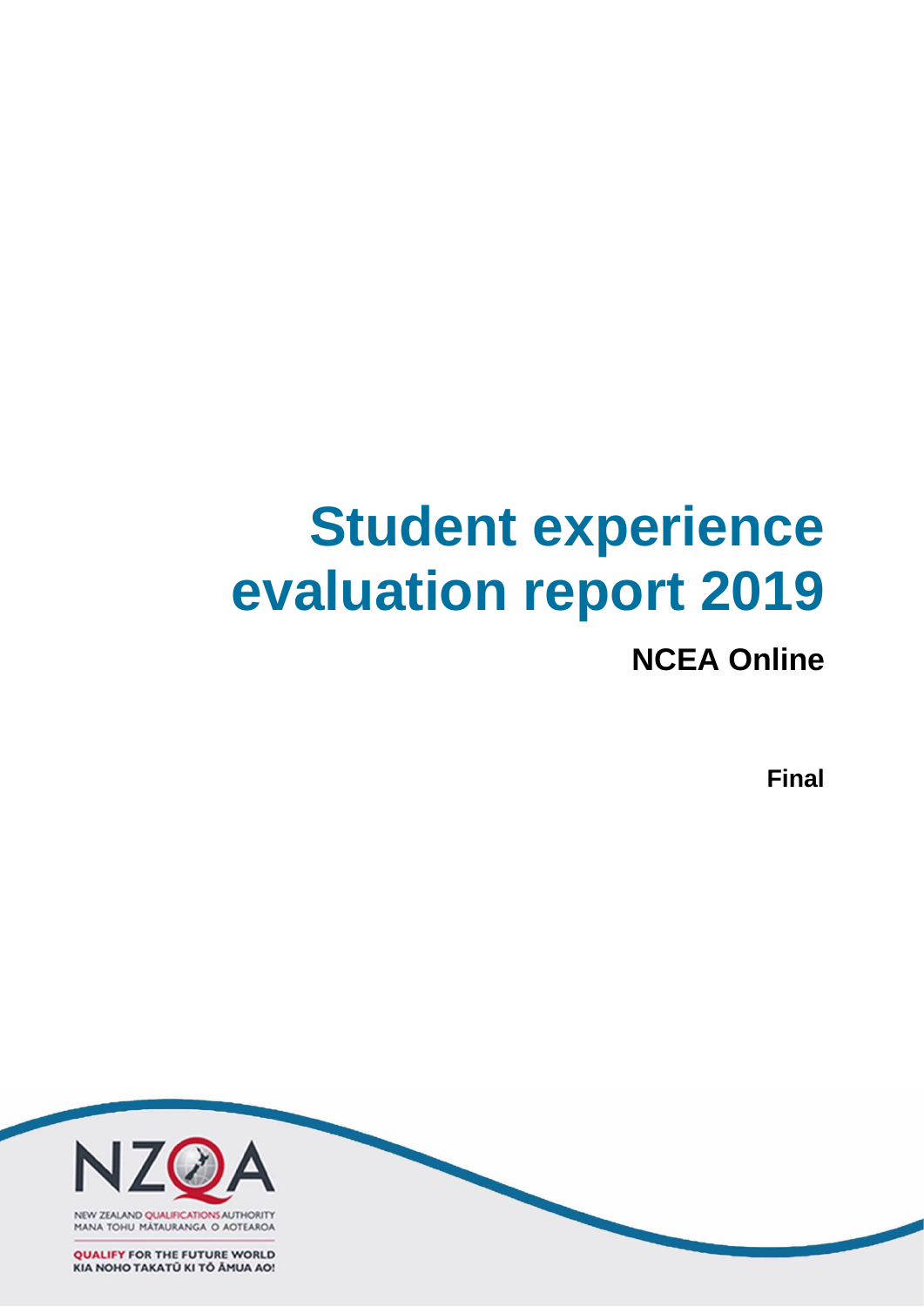# Student experience evaluation report 2019

## NCEA Online

**Final**

NEW ZEALAND QUALIFICATIONS AUTHORITY
MANA TOHU MĀTAURANGA O AOTEAROA

QUALIFY FOR THE FUTURE WORLD
KIA NOHO TAKATŪ KI TŌ ĀMUA AO!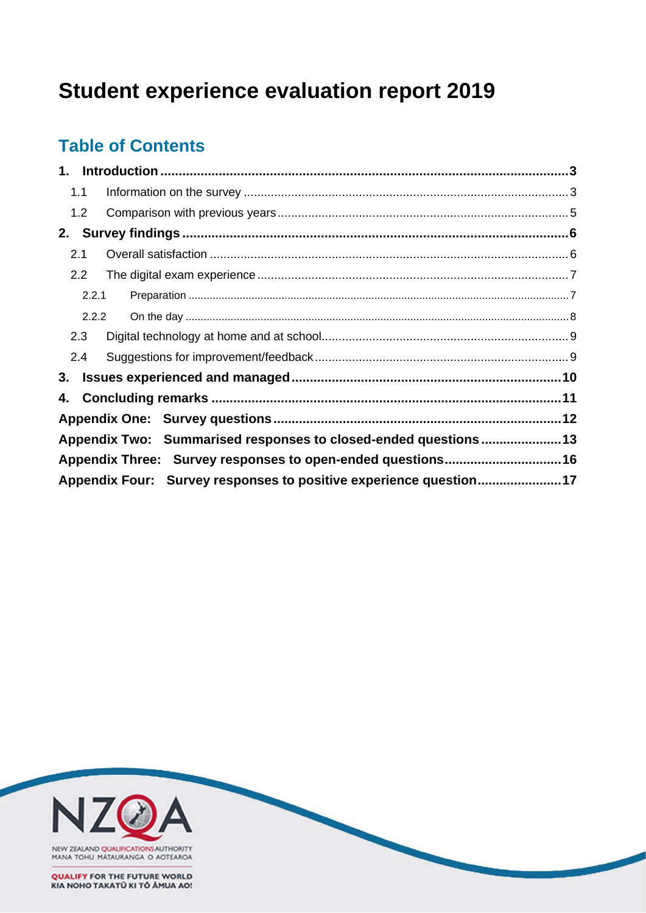# Student experience evaluation report 2019

## Table of Contents

**1. Introduction** ........ **3**

- 1.1 Information on the survey ........ 3
- 1.2 Comparison with previous years ........ 5

**2. Survey findings** ........ **6**

- 2.1 Overall satisfaction ........ 6
- 2.2 The digital exam experience ........ 7
  - 2.2.1 Preparation ........ 7
  - 2.2.2 On the day ........ 8
- 2.3 Digital technology at home and at school ........ 9
- 2.4 Suggestions for improvement/feedback ........ 9

**3. Issues experienced and managed** ........ **10**

**4. Concluding remarks** ........ **11**

**Appendix One: Survey questions** ........ **12**

**Appendix Two: Summarised responses to closed-ended questions** ........ **13**

**Appendix Three: Survey responses to open-ended questions** ........ **16**

**Appendix Four: Survey responses to positive experience question** ........ **17**

NEW ZEALAND QUALIFICATIONS AUTHORITY
MANA TOHU MĀTAURANGA O AOTEAROA

QUALIFY FOR THE FUTURE WORLD
KIA NOHO TAKATŪ KI TŌ ĀMUA AO!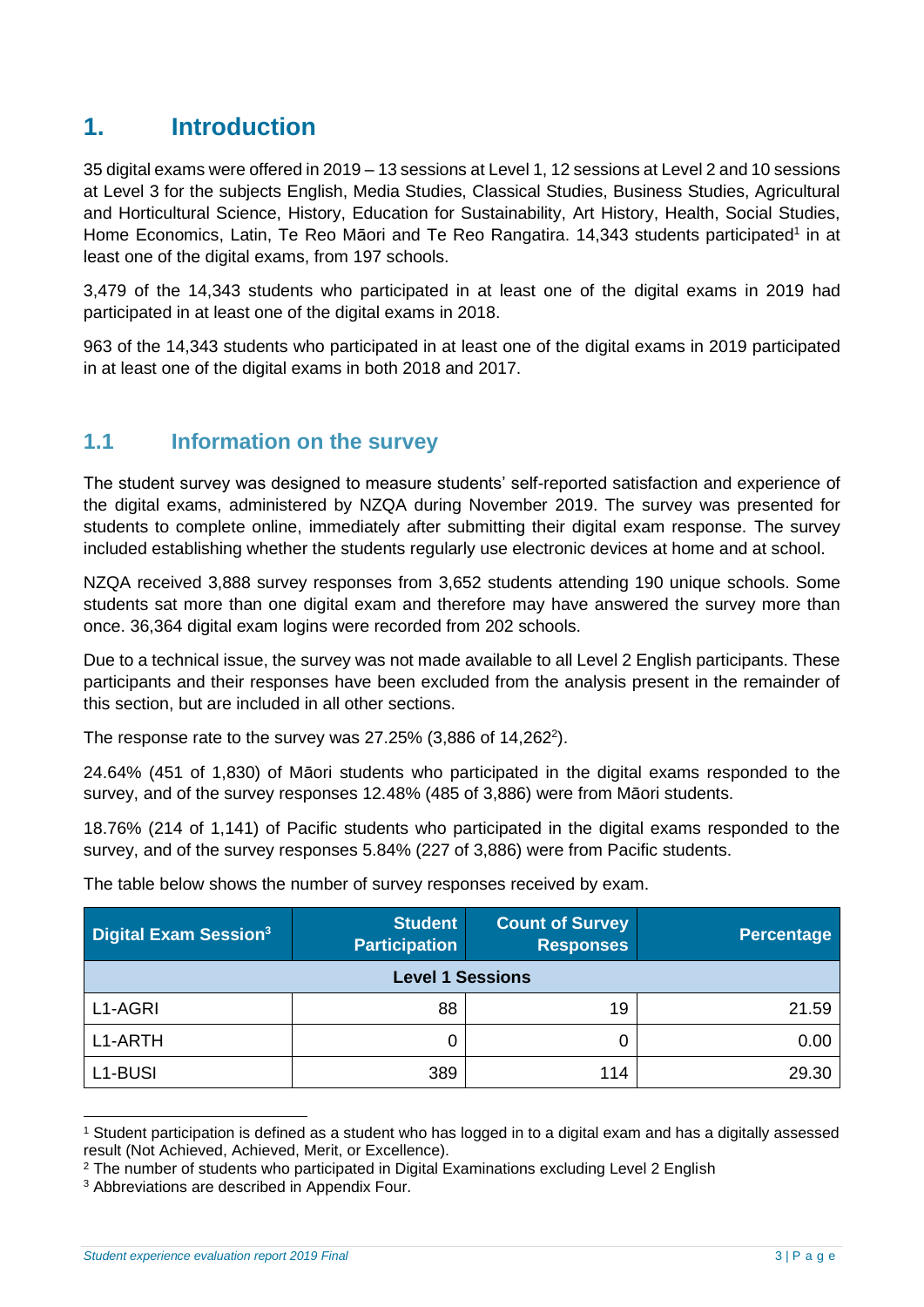# 1. Introduction

35 digital exams were offered in 2019 – 13 sessions at Level 1, 12 sessions at Level 2 and 10 sessions at Level 3 for the subjects English, Media Studies, Classical Studies, Business Studies, Agricultural and Horticultural Science, History, Education for Sustainability, Art History, Health, Social Studies, Home Economics, Latin, Te Reo Māori and Te Reo Rangatira. 14,343 students participated[1] in at least one of the digital exams, from 197 schools.

3,479 of the 14,343 students who participated in at least one of the digital exams in 2019 had participated in at least one of the digital exams in 2018.

963 of the 14,343 students who participated in at least one of the digital exams in 2019 participated in at least one of the digital exams in both 2018 and 2017.

## 1.1 Information on the survey

The student survey was designed to measure students' self-reported satisfaction and experience of the digital exams, administered by NZQA during November 2019. The survey was presented for students to complete online, immediately after submitting their digital exam response. The survey included establishing whether the students regularly use electronic devices at home and at school.

NZQA received 3,888 survey responses from 3,652 students attending 190 unique schools. Some students sat more than one digital exam and therefore may have answered the survey more than once. 36,364 digital exam logins were recorded from 202 schools.

Due to a technical issue, the survey was not made available to all Level 2 English participants. These participants and their responses have been excluded from the analysis present in the remainder of this section, but are included in all other sections.

The response rate to the survey was 27.25% (3,886 of 14,262[2]).

24.64% (451 of 1,830) of Māori students who participated in the digital exams responded to the survey, and of the survey responses 12.48% (485 of 3,886) were from Māori students.

18.76% (214 of 1,141) of Pacific students who participated in the digital exams responded to the survey, and of the survey responses 5.84% (227 of 3,886) were from Pacific students.

The table below shows the number of survey responses received by exam.

| Digital Exam Session[3] | Student Participation | Count of Survey Responses | Percentage |
|---|---|---|---|
| **Level 1 Sessions** | | | |
| L1-AGRI | 88 | 19 | 21.59 |
| L1-ARTH | 0 | 0 | 0.00 |
| L1-BUSI | 389 | 114 | 29.30 |

[1] Student participation is defined as a student who has logged in to a digital exam and has a digitally assessed result (Not Achieved, Achieved, Merit, or Excellence).

[2] The number of students who participated in Digital Examinations excluding Level 2 English

[3] Abbreviations are described in Appendix Four.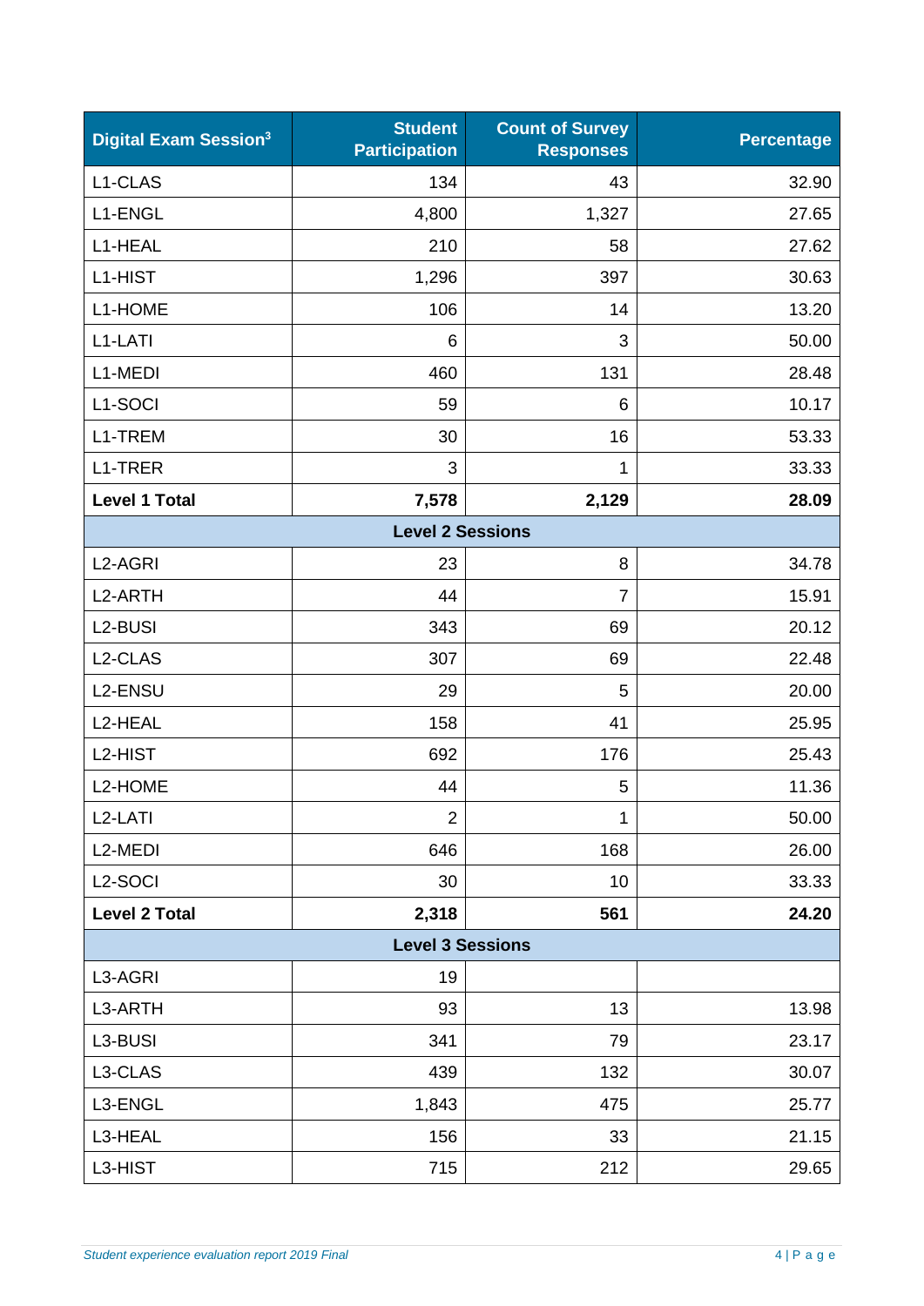| Digital Exam Session[3] | Student Participation | Count of Survey Responses | Percentage |
|---|---|---|---|
| L1-CLAS | 134 | 43 | 32.90 |
| L1-ENGL | 4,800 | 1,327 | 27.65 |
| L1-HEAL | 210 | 58 | 27.62 |
| L1-HIST | 1,296 | 397 | 30.63 |
| L1-HOME | 106 | 14 | 13.20 |
| L1-LATI | 6 | 3 | 50.00 |
| L1-MEDI | 460 | 131 | 28.48 |
| L1-SOCI | 59 | 6 | 10.17 |
| L1-TREM | 30 | 16 | 53.33 |
| L1-TRER | 3 | 1 | 33.33 |
| **Level 1 Total** | **7,578** | **2,129** | **28.09** |
| **Level 2 Sessions** | | | |
| L2-AGRI | 23 | 8 | 34.78 |
| L2-ARTH | 44 | 7 | 15.91 |
| L2-BUSI | 343 | 69 | 20.12 |
| L2-CLAS | 307 | 69 | 22.48 |
| L2-ENSU | 29 | 5 | 20.00 |
| L2-HEAL | 158 | 41 | 25.95 |
| L2-HIST | 692 | 176 | 25.43 |
| L2-HOME | 44 | 5 | 11.36 |
| L2-LATI | 2 | 1 | 50.00 |
| L2-MEDI | 646 | 168 | 26.00 |
| L2-SOCI | 30 | 10 | 33.33 |
| **Level 2 Total** | **2,318** | **561** | **24.20** |
| **Level 3 Sessions** | | | |
| L3-AGRI | 19 | | |
| L3-ARTH | 93 | 13 | 13.98 |
| L3-BUSI | 341 | 79 | 23.17 |
| L3-CLAS | 439 | 132 | 30.07 |
| L3-ENGL | 1,843 | 475 | 25.77 |
| L3-HEAL | 156 | 33 | 21.15 |
| L3-HIST | 715 | 212 | 29.65 |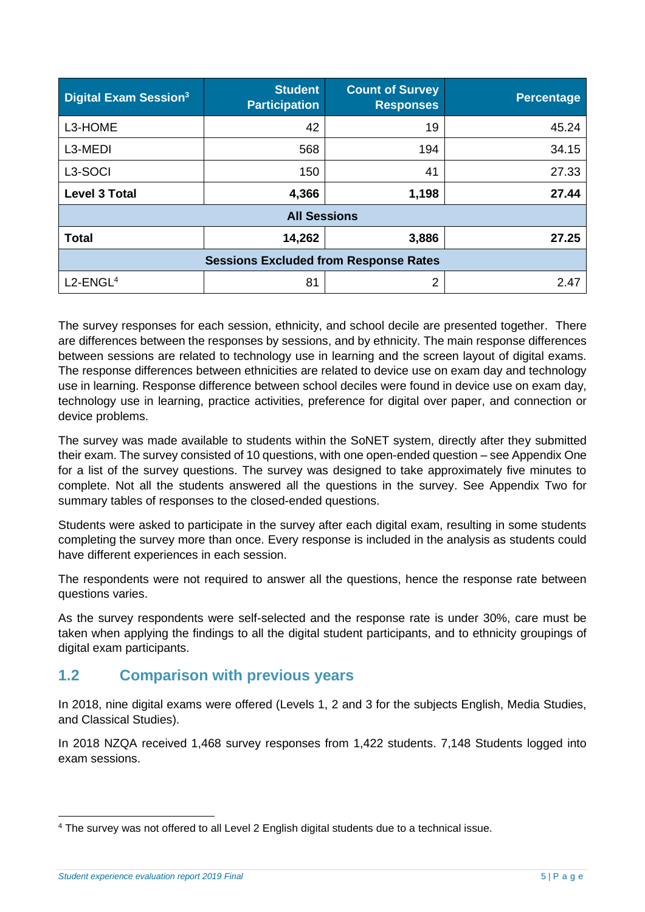| Digital Exam Session[3] | Student Participation | Count of Survey Responses | Percentage |
|---|---|---|---|
| L3-HOME | 42 | 19 | 45.24 |
| L3-MEDI | 568 | 194 | 34.15 |
| L3-SOCI | 150 | 41 | 27.33 |
| **Level 3 Total** | **4,366** | **1,198** | **27.44** |
| **All Sessions** | | | |
| **Total** | **14,262** | **3,886** | **27.25** |
| **Sessions Excluded from Response Rates** | | | |
| L2-ENGL[4] | 81 | 2 | 2.47 |

The survey responses for each session, ethnicity, and school decile are presented together. There are differences between the responses by sessions, and by ethnicity. The main response differences between sessions are related to technology use in learning and the screen layout of digital exams. The response differences between ethnicities are related to device use on exam day and technology use in learning. Response difference between school deciles were found in device use on exam day, technology use in learning, practice activities, preference for digital over paper, and connection or device problems.

The survey was made available to students within the SoNET system, directly after they submitted their exam. The survey consisted of 10 questions, with one open-ended question – see Appendix One for a list of the survey questions. The survey was designed to take approximately five minutes to complete. Not all the students answered all the questions in the survey. See Appendix Two for summary tables of responses to the closed-ended questions.

Students were asked to participate in the survey after each digital exam, resulting in some students completing the survey more than once. Every response is included in the analysis as students could have different experiences in each session.

The respondents were not required to answer all the questions, hence the response rate between questions varies.

As the survey respondents were self-selected and the response rate is under 30%, care must be taken when applying the findings to all the digital student participants, and to ethnicity groupings of digital exam participants.

## 1.2 Comparison with previous years

In 2018, nine digital exams were offered (Levels 1, 2 and 3 for the subjects English, Media Studies, and Classical Studies).

In 2018 NZQA received 1,468 survey responses from 1,422 students. 7,148 Students logged into exam sessions.

[4] The survey was not offered to all Level 2 English digital students due to a technical issue.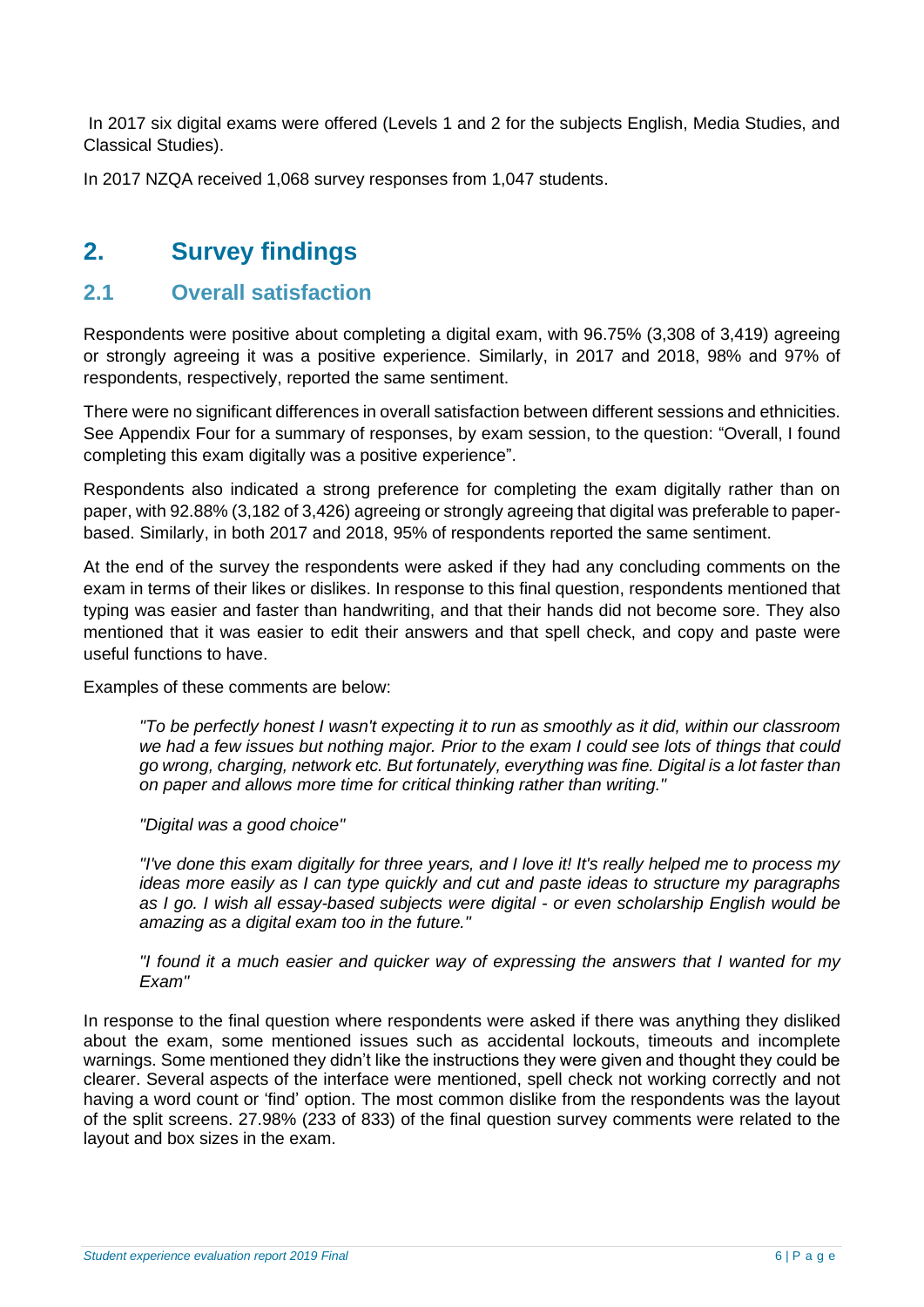In 2017 six digital exams were offered (Levels 1 and 2 for the subjects English, Media Studies, and Classical Studies).

In 2017 NZQA received 1,068 survey responses from 1,047 students.

## 2. Survey findings

### 2.1 Overall satisfaction

Respondents were positive about completing a digital exam, with 96.75% (3,308 of 3,419) agreeing or strongly agreeing it was a positive experience. Similarly, in 2017 and 2018, 98% and 97% of respondents, respectively, reported the same sentiment.

There were no significant differences in overall satisfaction between different sessions and ethnicities. See Appendix Four for a summary of responses, by exam session, to the question: "Overall, I found completing this exam digitally was a positive experience".

Respondents also indicated a strong preference for completing the exam digitally rather than on paper, with 92.88% (3,182 of 3,426) agreeing or strongly agreeing that digital was preferable to paper-based. Similarly, in both 2017 and 2018, 95% of respondents reported the same sentiment.

At the end of the survey the respondents were asked if they had any concluding comments on the exam in terms of their likes or dislikes. In response to this final question, respondents mentioned that typing was easier and faster than handwriting, and that their hands did not become sore. They also mentioned that it was easier to edit their answers and that spell check, and copy and paste were useful functions to have.

Examples of these comments are below:

> *"To be perfectly honest I wasn't expecting it to run as smoothly as it did, within our classroom we had a few issues but nothing major. Prior to the exam I could see lots of things that could go wrong, charging, network etc. But fortunately, everything was fine. Digital is a lot faster than on paper and allows more time for critical thinking rather than writing."*
>
> *"Digital was a good choice"*
>
> *"I've done this exam digitally for three years, and I love it! It's really helped me to process my ideas more easily as I can type quickly and cut and paste ideas to structure my paragraphs as I go. I wish all essay-based subjects were digital - or even scholarship English would be amazing as a digital exam too in the future."*
>
> *"I found it a much easier and quicker way of expressing the answers that I wanted for my Exam"*

In response to the final question where respondents were asked if there was anything they disliked about the exam, some mentioned issues such as accidental lockouts, timeouts and incomplete warnings. Some mentioned they didn't like the instructions they were given and thought they could be clearer. Several aspects of the interface were mentioned, spell check not working correctly and not having a word count or 'find' option. The most common dislike from the respondents was the layout of the split screens. 27.98% (233 of 833) of the final question survey comments were related to the layout and box sizes in the exam.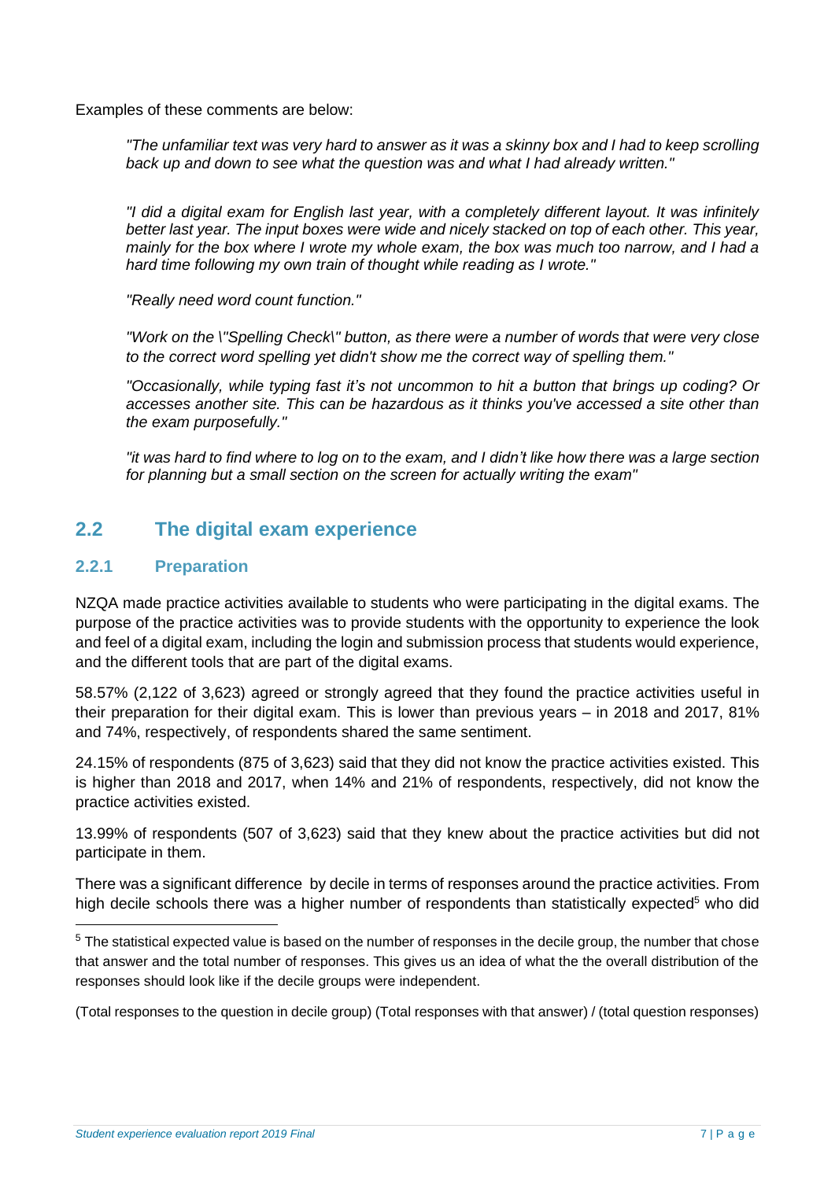Examples of these comments are below:

> *"The unfamiliar text was very hard to answer as it was a skinny box and I had to keep scrolling back up and down to see what the question was and what I had already written."*
>
> *"I did a digital exam for English last year, with a completely different layout. It was infinitely better last year. The input boxes were wide and nicely stacked on top of each other. This year, mainly for the box where I wrote my whole exam, the box was much too narrow, and I had a hard time following my own train of thought while reading as I wrote."*
>
> *"Really need word count function."*
>
> *"Work on the \"Spelling Check\" button, as there were a number of words that were very close to the correct word spelling yet didn't show me the correct way of spelling them."*
>
> *"Occasionally, while typing fast it's not uncommon to hit a button that brings up coding? Or accesses another site. This can be hazardous as it thinks you've accessed a site other than the exam purposefully."*
>
> *"it was hard to find where to log on to the exam, and I didn't like how there was a large section for planning but a small section on the screen for actually writing the exam"*

## 2.2 The digital exam experience

### 2.2.1 Preparation

NZQA made practice activities available to students who were participating in the digital exams. The purpose of the practice activities was to provide students with the opportunity to experience the look and feel of a digital exam, including the login and submission process that students would experience, and the different tools that are part of the digital exams.

58.57% (2,122 of 3,623) agreed or strongly agreed that they found the practice activities useful in their preparation for their digital exam. This is lower than previous years – in 2018 and 2017, 81% and 74%, respectively, of respondents shared the same sentiment.

24.15% of respondents (875 of 3,623) said that they did not know the practice activities existed. This is higher than 2018 and 2017, when 14% and 21% of respondents, respectively, did not know the practice activities existed.

13.99% of respondents (507 of 3,623) said that they knew about the practice activities but did not participate in them.

There was a significant difference by decile in terms of responses around the practice activities. From high decile schools there was a higher number of respondents than statistically expected[5] who did

---

[5] The statistical expected value is based on the number of responses in the decile group, the number that chose that answer and the total number of responses. This gives us an idea of what the the overall distribution of the responses should look like if the decile groups were independent.

(Total responses to the question in decile group) (Total responses with that answer) / (total question responses)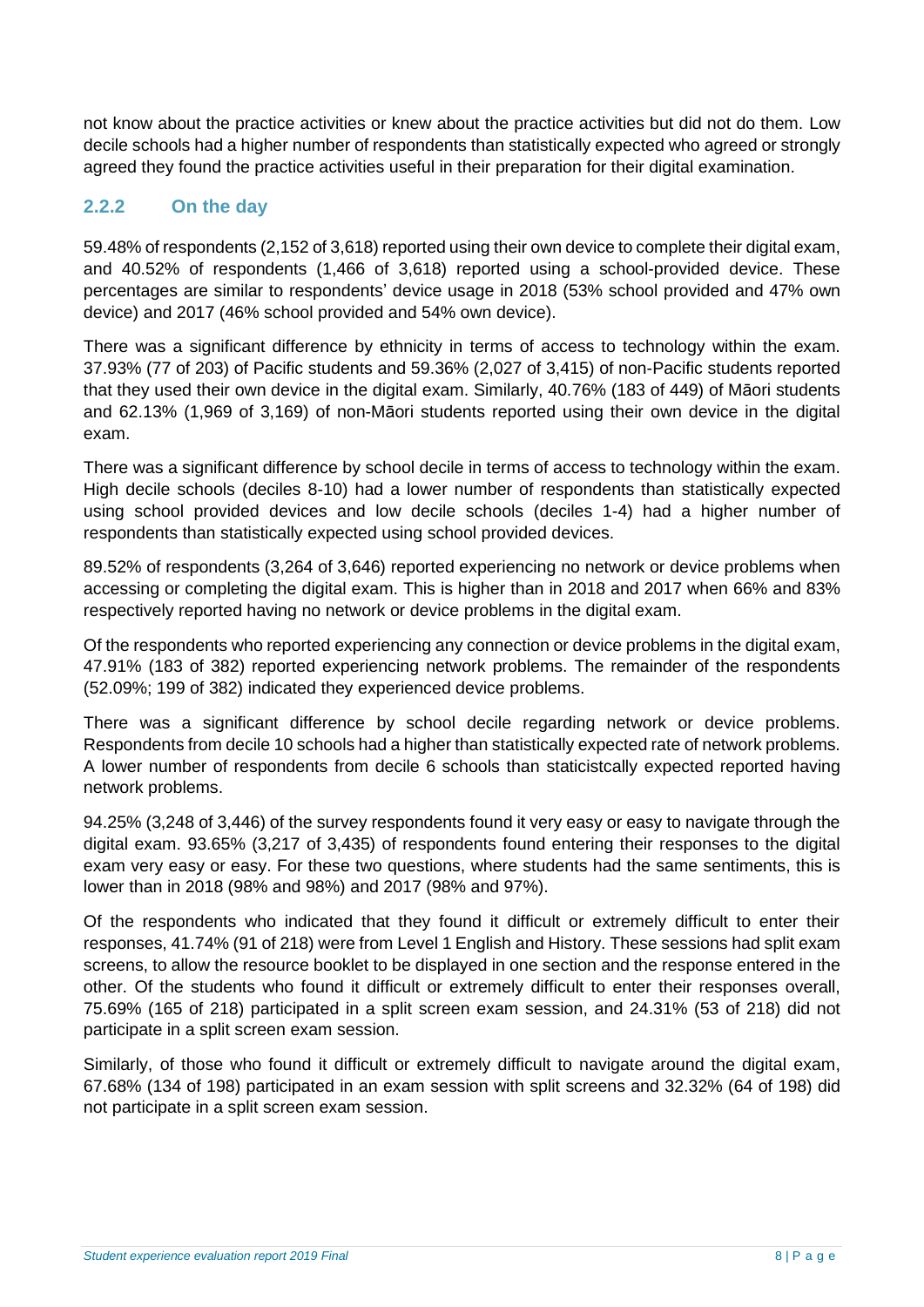not know about the practice activities or knew about the practice activities but did not do them. Low decile schools had a higher number of respondents than statistically expected who agreed or strongly agreed they found the practice activities useful in their preparation for their digital examination.

### 2.2.2 On the day

59.48% of respondents (2,152 of 3,618) reported using their own device to complete their digital exam, and 40.52% of respondents (1,466 of 3,618) reported using a school-provided device. These percentages are similar to respondents' device usage in 2018 (53% school provided and 47% own device) and 2017 (46% school provided and 54% own device).

There was a significant difference by ethnicity in terms of access to technology within the exam. 37.93% (77 of 203) of Pacific students and 59.36% (2,027 of 3,415) of non-Pacific students reported that they used their own device in the digital exam. Similarly, 40.76% (183 of 449) of Māori students and 62.13% (1,969 of 3,169) of non-Māori students reported using their own device in the digital exam.

There was a significant difference by school decile in terms of access to technology within the exam. High decile schools (deciles 8-10) had a lower number of respondents than statistically expected using school provided devices and low decile schools (deciles 1-4) had a higher number of respondents than statistically expected using school provided devices.

89.52% of respondents (3,264 of 3,646) reported experiencing no network or device problems when accessing or completing the digital exam. This is higher than in 2018 and 2017 when 66% and 83% respectively reported having no network or device problems in the digital exam.

Of the respondents who reported experiencing any connection or device problems in the digital exam, 47.91% (183 of 382) reported experiencing network problems. The remainder of the respondents (52.09%; 199 of 382) indicated they experienced device problems.

There was a significant difference by school decile regarding network or device problems. Respondents from decile 10 schools had a higher than statistically expected rate of network problems. A lower number of respondents from decile 6 schools than staticistcally expected reported having network problems.

94.25% (3,248 of 3,446) of the survey respondents found it very easy or easy to navigate through the digital exam. 93.65% (3,217 of 3,435) of respondents found entering their responses to the digital exam very easy or easy. For these two questions, where students had the same sentiments, this is lower than in 2018 (98% and 98%) and 2017 (98% and 97%).

Of the respondents who indicated that they found it difficult or extremely difficult to enter their responses, 41.74% (91 of 218) were from Level 1 English and History. These sessions had split exam screens, to allow the resource booklet to be displayed in one section and the response entered in the other. Of the students who found it difficult or extremely difficult to enter their responses overall, 75.69% (165 of 218) participated in a split screen exam session, and 24.31% (53 of 218) did not participate in a split screen exam session.

Similarly, of those who found it difficult or extremely difficult to navigate around the digital exam, 67.68% (134 of 198) participated in an exam session with split screens and 32.32% (64 of 198) did not participate in a split screen exam session.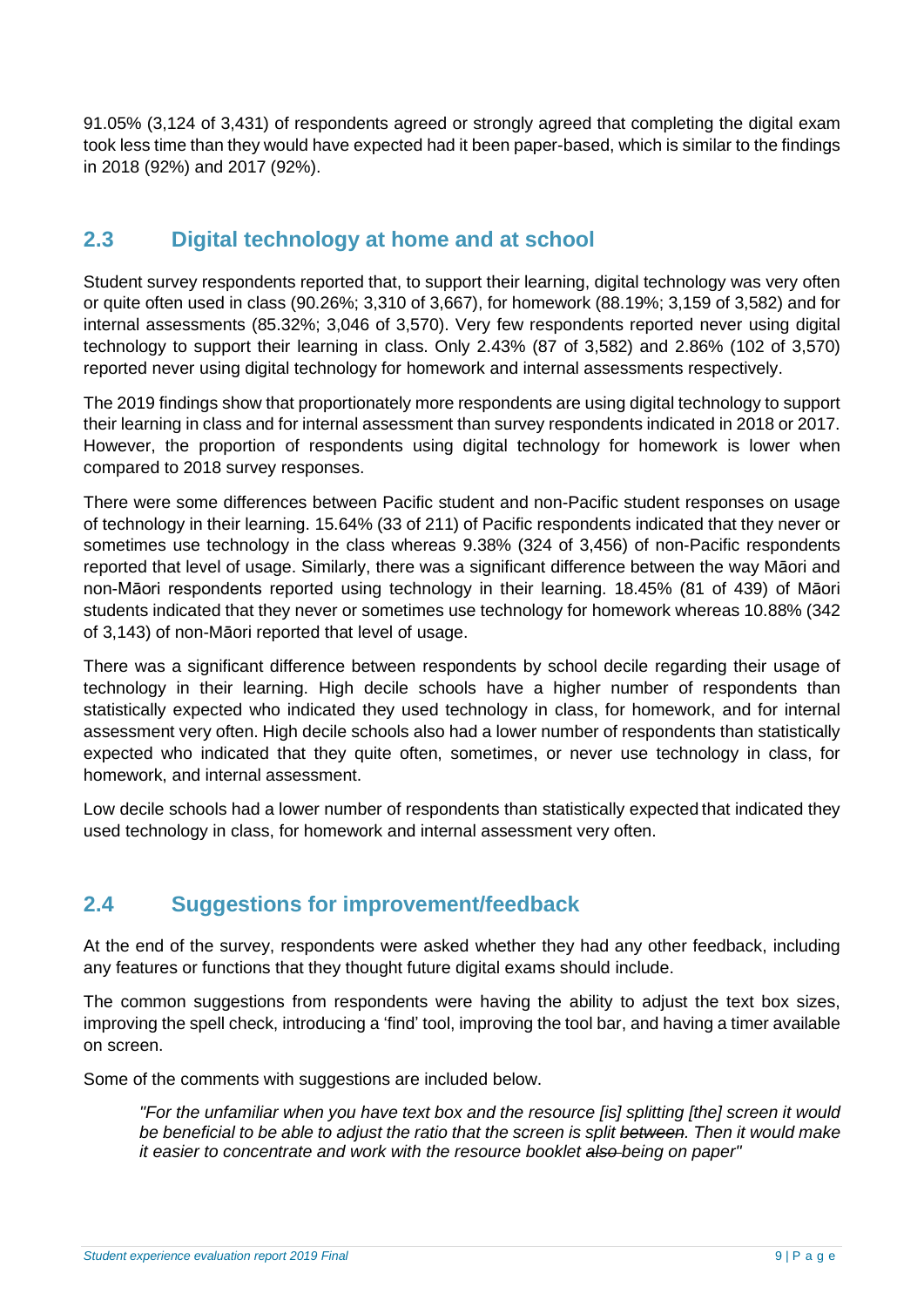91.05% (3,124 of 3,431) of respondents agreed or strongly agreed that completing the digital exam took less time than they would have expected had it been paper-based, which is similar to the findings in 2018 (92%) and 2017 (92%).

## 2.3 Digital technology at home and at school

Student survey respondents reported that, to support their learning, digital technology was very often or quite often used in class (90.26%; 3,310 of 3,667), for homework (88.19%; 3,159 of 3,582) and for internal assessments (85.32%; 3,046 of 3,570). Very few respondents reported never using digital technology to support their learning in class. Only 2.43% (87 of 3,582) and 2.86% (102 of 3,570) reported never using digital technology for homework and internal assessments respectively.

The 2019 findings show that proportionately more respondents are using digital technology to support their learning in class and for internal assessment than survey respondents indicated in 2018 or 2017. However, the proportion of respondents using digital technology for homework is lower when compared to 2018 survey responses.

There were some differences between Pacific student and non-Pacific student responses on usage of technology in their learning. 15.64% (33 of 211) of Pacific respondents indicated that they never or sometimes use technology in the class whereas 9.38% (324 of 3,456) of non-Pacific respondents reported that level of usage. Similarly, there was a significant difference between the way Māori and non-Māori respondents reported using technology in their learning. 18.45% (81 of 439) of Māori students indicated that they never or sometimes use technology for homework whereas 10.88% (342 of 3,143) of non-Māori reported that level of usage.

There was a significant difference between respondents by school decile regarding their usage of technology in their learning. High decile schools have a higher number of respondents than statistically expected who indicated they used technology in class, for homework, and for internal assessment very often. High decile schools also had a lower number of respondents than statistically expected who indicated that they quite often, sometimes, or never use technology in class, for homework, and internal assessment.

Low decile schools had a lower number of respondents than statistically expected that indicated they used technology in class, for homework and internal assessment very often.

## 2.4 Suggestions for improvement/feedback

At the end of the survey, respondents were asked whether they had any other feedback, including any features or functions that they thought future digital exams should include.

The common suggestions from respondents were having the ability to adjust the text box sizes, improving the spell check, introducing a 'find' tool, improving the tool bar, and having a timer available on screen.

Some of the comments with suggestions are included below.

> *"For the unfamiliar when you have text box and the resource [is] splitting [the] screen it would be beneficial to be able to adjust the ratio that the screen is split ~~between~~. Then it would make it easier to concentrate and work with the resource booklet ~~also~~ being on paper"*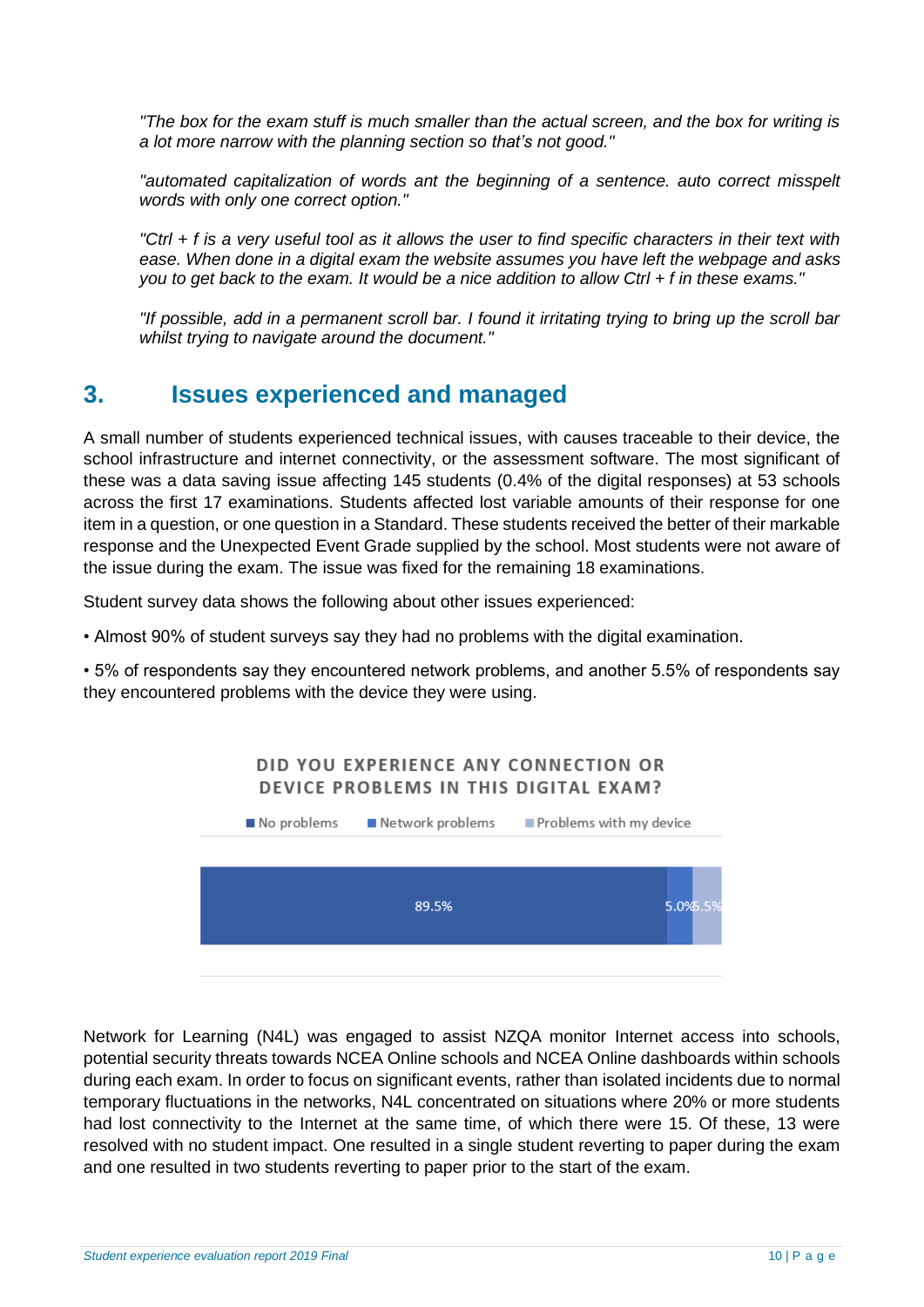*"The box for the exam stuff is much smaller than the actual screen, and the box for writing is a lot more narrow with the planning section so that's not good."*

*"automated capitalization of words ant the beginning of a sentence. auto correct misspelt words with only one correct option."*

*"Ctrl + f is a very useful tool as it allows the user to find specific characters in their text with ease. When done in a digital exam the website assumes you have left the webpage and asks you to get back to the exam. It would be a nice addition to allow Ctrl + f in these exams."*

*"If possible, add in a permanent scroll bar. I found it irritating trying to bring up the scroll bar whilst trying to navigate around the document."*

## 3. Issues experienced and managed

A small number of students experienced technical issues, with causes traceable to their device, the school infrastructure and internet connectivity, or the assessment software. The most significant of these was a data saving issue affecting 145 students (0.4% of the digital responses) at 53 schools across the first 17 examinations. Students affected lost variable amounts of their response for one item in a question, or one question in a Standard. These students received the better of their markable response and the Unexpected Event Grade supplied by the school. Most students were not aware of the issue during the exam. The issue was fixed for the remaining 18 examinations.

Student survey data shows the following about other issues experienced:

- Almost 90% of student surveys say they had no problems with the digital examination.
- 5% of respondents say they encountered network problems, and another 5.5% of respondents say they encountered problems with the device they were using.

**DID YOU EXPERIENCE ANY CONNECTION OR DEVICE PROBLEMS IN THIS DIGITAL EXAM?**

| No problems | Network problems | Problems with my device |
| --- | --- | --- |
| 89.5% | 5.0% | 5.5% |

Network for Learning (N4L) was engaged to assist NZQA monitor Internet access into schools, potential security threats towards NCEA Online schools and NCEA Online dashboards within schools during each exam. In order to focus on significant events, rather than isolated incidents due to normal temporary fluctuations in the networks, N4L concentrated on situations where 20% or more students had lost connectivity to the Internet at the same time, of which there were 15. Of these, 13 were resolved with no student impact. One resulted in a single student reverting to paper during the exam and one resulted in two students reverting to paper prior to the start of the exam.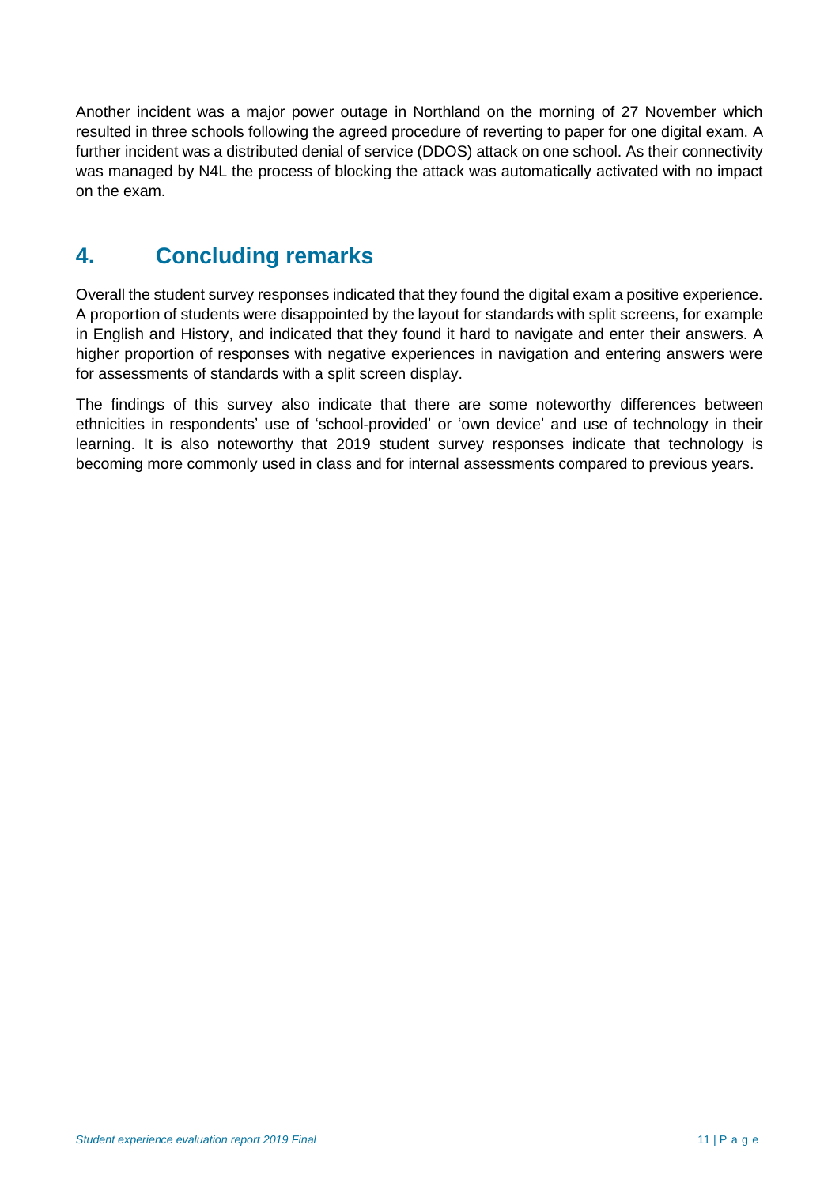Another incident was a major power outage in Northland on the morning of 27 November which resulted in three schools following the agreed procedure of reverting to paper for one digital exam. A further incident was a distributed denial of service (DDOS) attack on one school. As their connectivity was managed by N4L the process of blocking the attack was automatically activated with no impact on the exam.

## 4. Concluding remarks

Overall the student survey responses indicated that they found the digital exam a positive experience. A proportion of students were disappointed by the layout for standards with split screens, for example in English and History, and indicated that they found it hard to navigate and enter their answers. A higher proportion of responses with negative experiences in navigation and entering answers were for assessments of standards with a split screen display.

The findings of this survey also indicate that there are some noteworthy differences between ethnicities in respondents' use of 'school-provided' or 'own device' and use of technology in their learning. It is also noteworthy that 2019 student survey responses indicate that technology is becoming more commonly used in class and for internal assessments compared to previous years.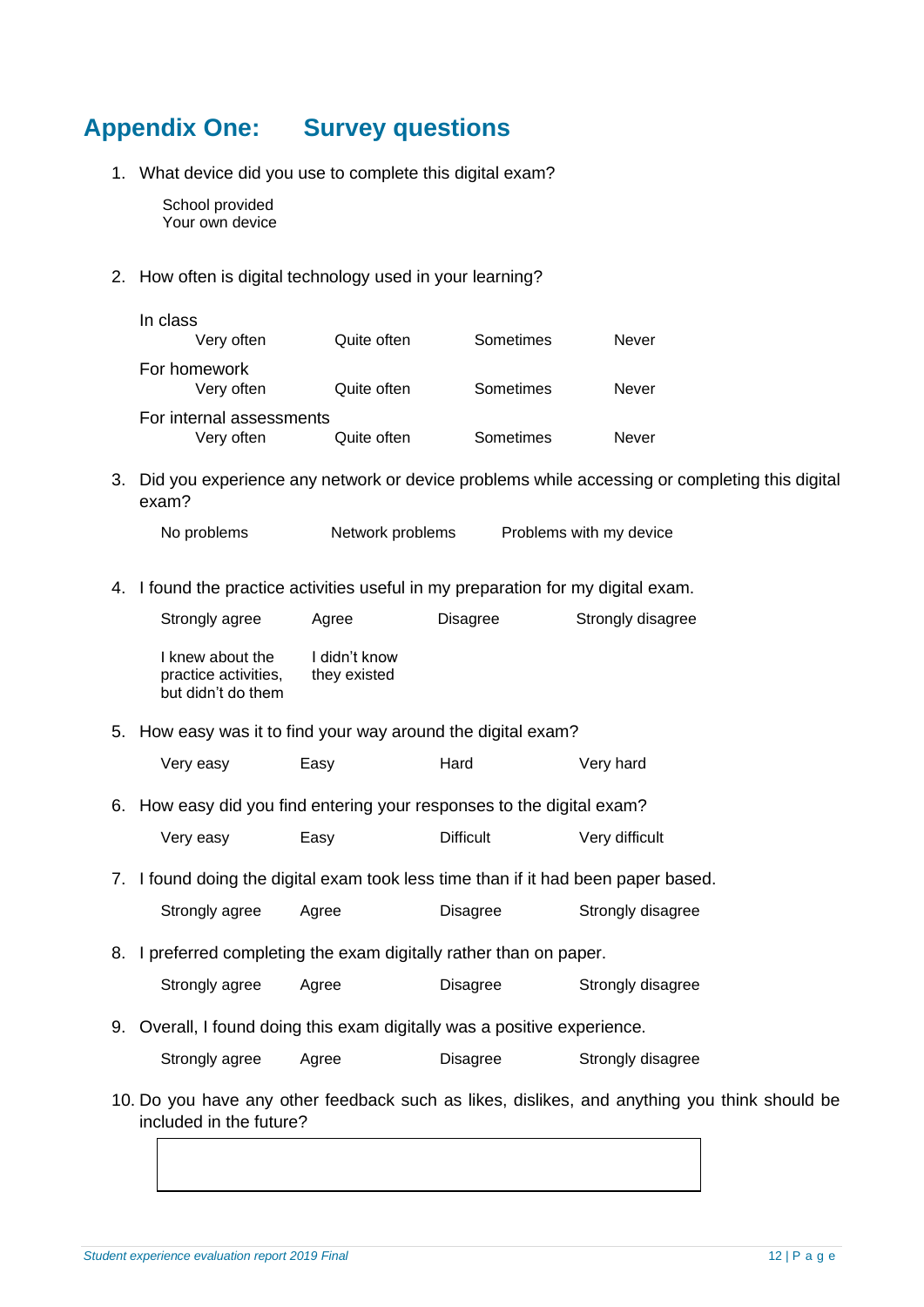# Appendix One: Survey questions

1. What device did you use to complete this digital exam?

   School provided
   Your own device

2. How often is digital technology used in your learning?

   In class

   | Very often | Quite often | Sometimes | Never |
   |---|---|---|---|

   For homework

   | Very often | Quite often | Sometimes | Never |
   |---|---|---|---|

   For internal assessments

   | Very often | Quite often | Sometimes | Never |
   |---|---|---|---|

3. Did you experience any network or device problems while accessing or completing this digital exam?

   | No problems | Network problems | Problems with my device |
   |---|---|---|

4. I found the practice activities useful in my preparation for my digital exam.

   | Strongly agree | Agree | Disagree | Strongly disagree |
   |---|---|---|---|
   | I knew about the practice activities, but didn't do them | I didn't know they existed | | |

5. How easy was it to find your way around the digital exam?

   | Very easy | Easy | Hard | Very hard |
   |---|---|---|---|

6. How easy did you find entering your responses to the digital exam?

   | Very easy | Easy | Difficult | Very difficult |
   |---|---|---|---|

7. I found doing the digital exam took less time than if it had been paper based.

   | Strongly agree | Agree | Disagree | Strongly disagree |
   |---|---|---|---|

8. I preferred completing the exam digitally rather than on paper.

   | Strongly agree | Agree | Disagree | Strongly disagree |
   |---|---|---|---|

9. Overall, I found doing this exam digitally was a positive experience.

   | Strongly agree | Agree | Disagree | Strongly disagree |
   |---|---|---|---|

10. Do you have any other feedback such as likes, dislikes, and anything you think should be included in the future?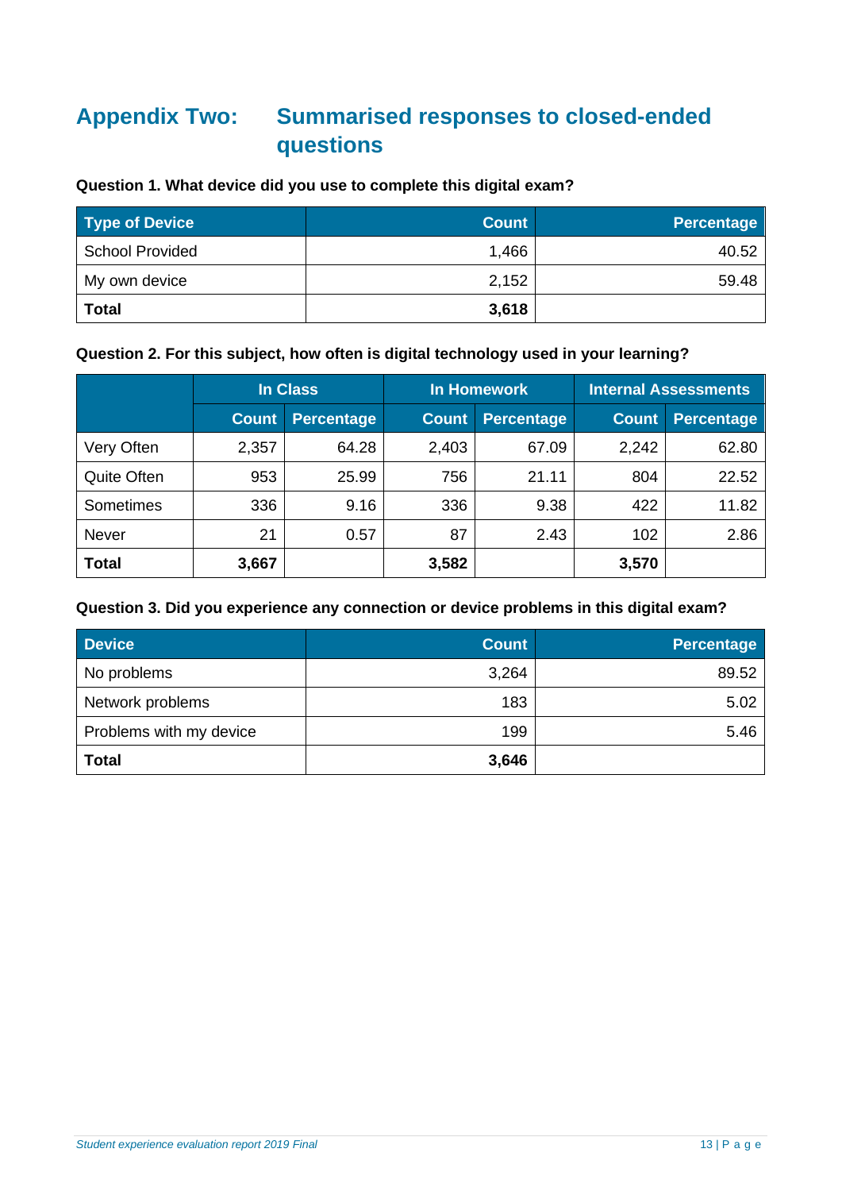# Appendix Two: Summarised responses to closed-ended questions

**Question 1. What device did you use to complete this digital exam?**

| Type of Device | Count | Percentage |
|---|---|---|
| School Provided | 1,466 | 40.52 |
| My own device | 2,152 | 59.48 |
| **Total** | **3,618** | |

**Question 2. For this subject, how often is digital technology used in your learning?**

| | In Class | | In Homework | | Internal Assessments | |
|---|---|---|---|---|---|---|
| | Count | Percentage | Count | Percentage | Count | Percentage |
| Very Often | 2,357 | 64.28 | 2,403 | 67.09 | 2,242 | 62.80 |
| Quite Often | 953 | 25.99 | 756 | 21.11 | 804 | 22.52 |
| Sometimes | 336 | 9.16 | 336 | 9.38 | 422 | 11.82 |
| Never | 21 | 0.57 | 87 | 2.43 | 102 | 2.86 |
| **Total** | **3,667** | | **3,582** | | **3,570** | |

**Question 3. Did you experience any connection or device problems in this digital exam?**

| Device | Count | Percentage |
|---|---|---|
| No problems | 3,264 | 89.52 |
| Network problems | 183 | 5.02 |
| Problems with my device | 199 | 5.46 |
| **Total** | **3,646** | |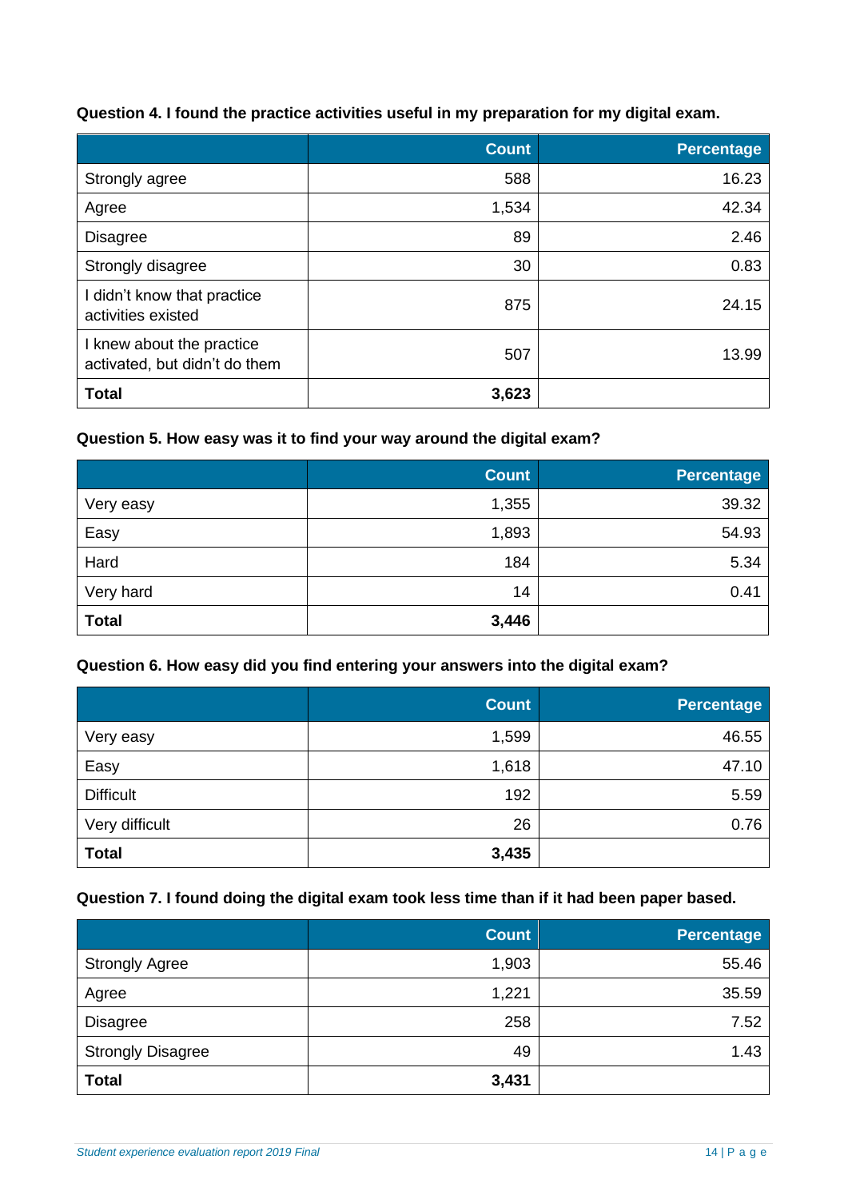**Question 4. I found the practice activities useful in my preparation for my digital exam.**

| | Count | Percentage |
|---|---|---|
| Strongly agree | 588 | 16.23 |
| Agree | 1,534 | 42.34 |
| Disagree | 89 | 2.46 |
| Strongly disagree | 30 | 0.83 |
| I didn't know that practice activities existed | 875 | 24.15 |
| I knew about the practice activated, but didn't do them | 507 | 13.99 |
| **Total** | **3,623** | |

**Question 5. How easy was it to find your way around the digital exam?**

| | Count | Percentage |
|---|---|---|
| Very easy | 1,355 | 39.32 |
| Easy | 1,893 | 54.93 |
| Hard | 184 | 5.34 |
| Very hard | 14 | 0.41 |
| **Total** | **3,446** | |

**Question 6. How easy did you find entering your answers into the digital exam?**

| | Count | Percentage |
|---|---|---|
| Very easy | 1,599 | 46.55 |
| Easy | 1,618 | 47.10 |
| Difficult | 192 | 5.59 |
| Very difficult | 26 | 0.76 |
| **Total** | **3,435** | |

**Question 7. I found doing the digital exam took less time than if it had been paper based.**

| | Count | Percentage |
|---|---|---|
| Strongly Agree | 1,903 | 55.46 |
| Agree | 1,221 | 35.59 |
| Disagree | 258 | 7.52 |
| Strongly Disagree | 49 | 1.43 |
| **Total** | **3,431** | |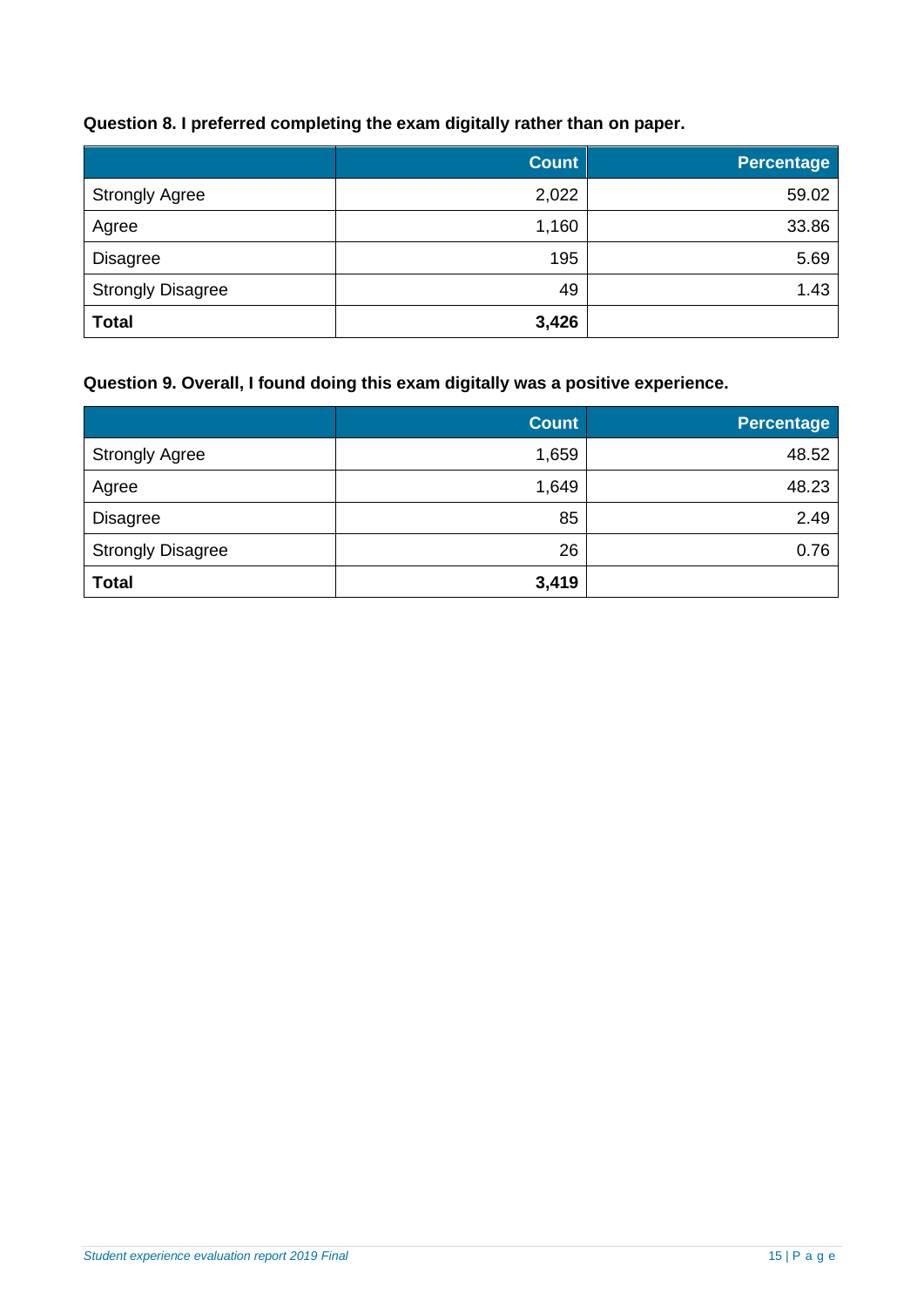**Question 8. I preferred completing the exam digitally rather than on paper.**

| | Count | Percentage |
|---|---:|---:|
| Strongly Agree | 2,022 | 59.02 |
| Agree | 1,160 | 33.86 |
| Disagree | 195 | 5.69 |
| Strongly Disagree | 49 | 1.43 |
| **Total** | **3,426** | |

**Question 9. Overall, I found doing this exam digitally was a positive experience.**

| | Count | Percentage |
|---|---:|---:|
| Strongly Agree | 1,659 | 48.52 |
| Agree | 1,649 | 48.23 |
| Disagree | 85 | 2.49 |
| Strongly Disagree | 26 | 0.76 |
| **Total** | **3,419** | |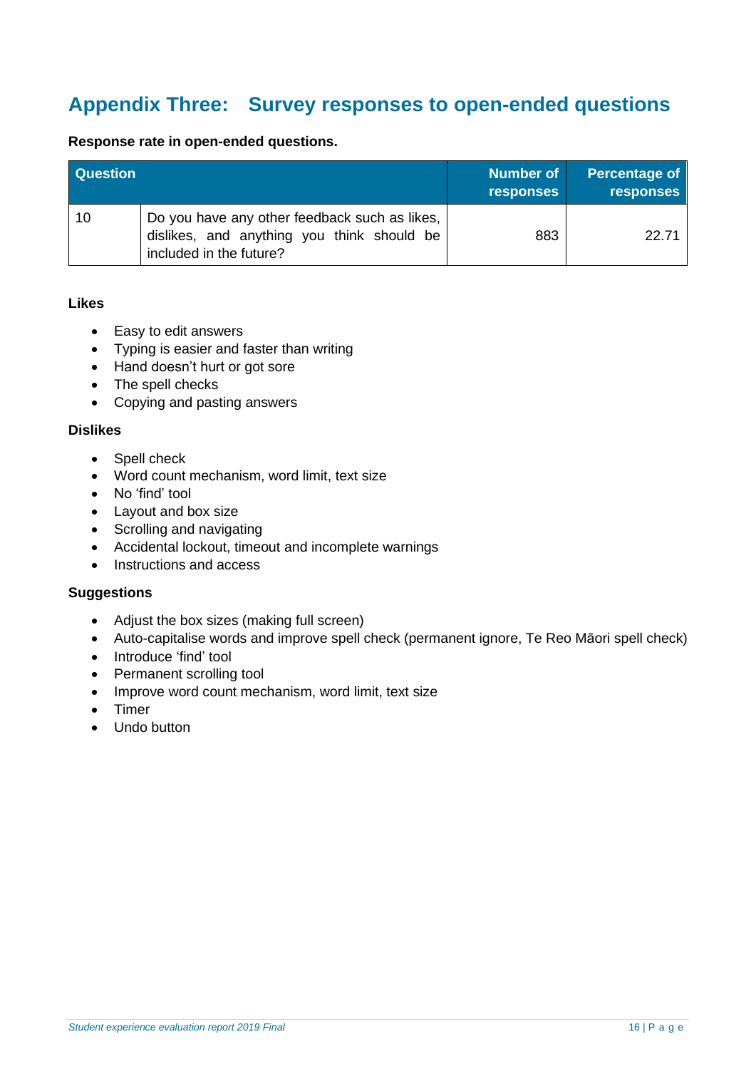## Appendix Three: Survey responses to open-ended questions

**Response rate in open-ended questions.**

| Question | | Number of responses | Percentage of responses |
|---|---|---|---|
| 10 | Do you have any other feedback such as likes, dislikes, and anything you think should be included in the future? | 883 | 22.71 |

**Likes**

- Easy to edit answers
- Typing is easier and faster than writing
- Hand doesn't hurt or got sore
- The spell checks
- Copying and pasting answers

**Dislikes**

- Spell check
- Word count mechanism, word limit, text size
- No 'find' tool
- Layout and box size
- Scrolling and navigating
- Accidental lockout, timeout and incomplete warnings
- Instructions and access

**Suggestions**

- Adjust the box sizes (making full screen)
- Auto-capitalise words and improve spell check (permanent ignore, Te Reo Māori spell check)
- Introduce 'find' tool
- Permanent scrolling tool
- Improve word count mechanism, word limit, text size
- Timer
- Undo button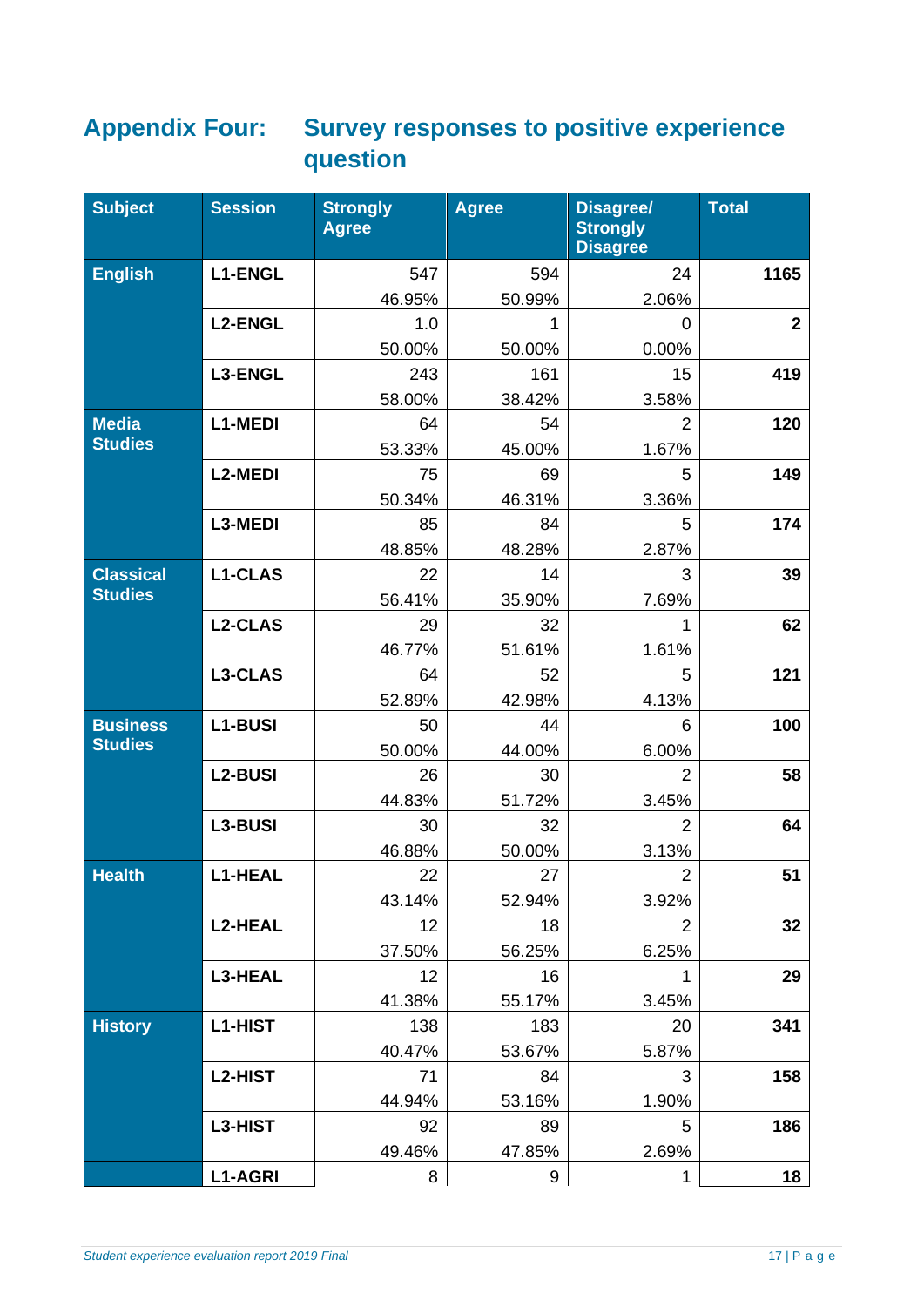## Appendix Four: Survey responses to positive experience question

| Subject | Session | Strongly Agree | Agree | Disagree/ Strongly Disagree | Total |
|---|---|---|---|---|---|
| English | L1-ENGL | 547<br>46.95% | 594<br>50.99% | 24<br>2.06% | **1165** |
| | L2-ENGL | 1.0<br>50.00% | 1<br>50.00% | 0<br>0.00% | **2** |
| | L3-ENGL | 243<br>58.00% | 161<br>38.42% | 15<br>3.58% | **419** |
| Media Studies | L1-MEDI | 64<br>53.33% | 54<br>45.00% | 2<br>1.67% | **120** |
| | L2-MEDI | 75<br>50.34% | 69<br>46.31% | 5<br>3.36% | **149** |
| | L3-MEDI | 85<br>48.85% | 84<br>48.28% | 5<br>2.87% | **174** |
| Classical Studies | L1-CLAS | 22<br>56.41% | 14<br>35.90% | 3<br>7.69% | **39** |
| | L2-CLAS | 29<br>46.77% | 32<br>51.61% | 1<br>1.61% | **62** |
| | L3-CLAS | 64<br>52.89% | 52<br>42.98% | 5<br>4.13% | **121** |
| Business Studies | L1-BUSI | 50<br>50.00% | 44<br>44.00% | 6<br>6.00% | **100** |
| | L2-BUSI | 26<br>44.83% | 30<br>51.72% | 2<br>3.45% | **58** |
| | L3-BUSI | 30<br>46.88% | 32<br>50.00% | 2<br>3.13% | **64** |
| Health | L1-HEAL | 22<br>43.14% | 27<br>52.94% | 2<br>3.92% | **51** |
| | L2-HEAL | 12<br>37.50% | 18<br>56.25% | 2<br>6.25% | **32** |
| | L3-HEAL | 12<br>41.38% | 16<br>55.17% | 1<br>3.45% | **29** |
| History | L1-HIST | 138<br>40.47% | 183<br>53.67% | 20<br>5.87% | **341** |
| | L2-HIST | 71<br>44.94% | 84<br>53.16% | 3<br>1.90% | **158** |
| | L3-HIST | 92<br>49.46% | 89<br>47.85% | 5<br>2.69% | **186** |
| | L1-AGRI | 8 | 9 | 1 | **18** |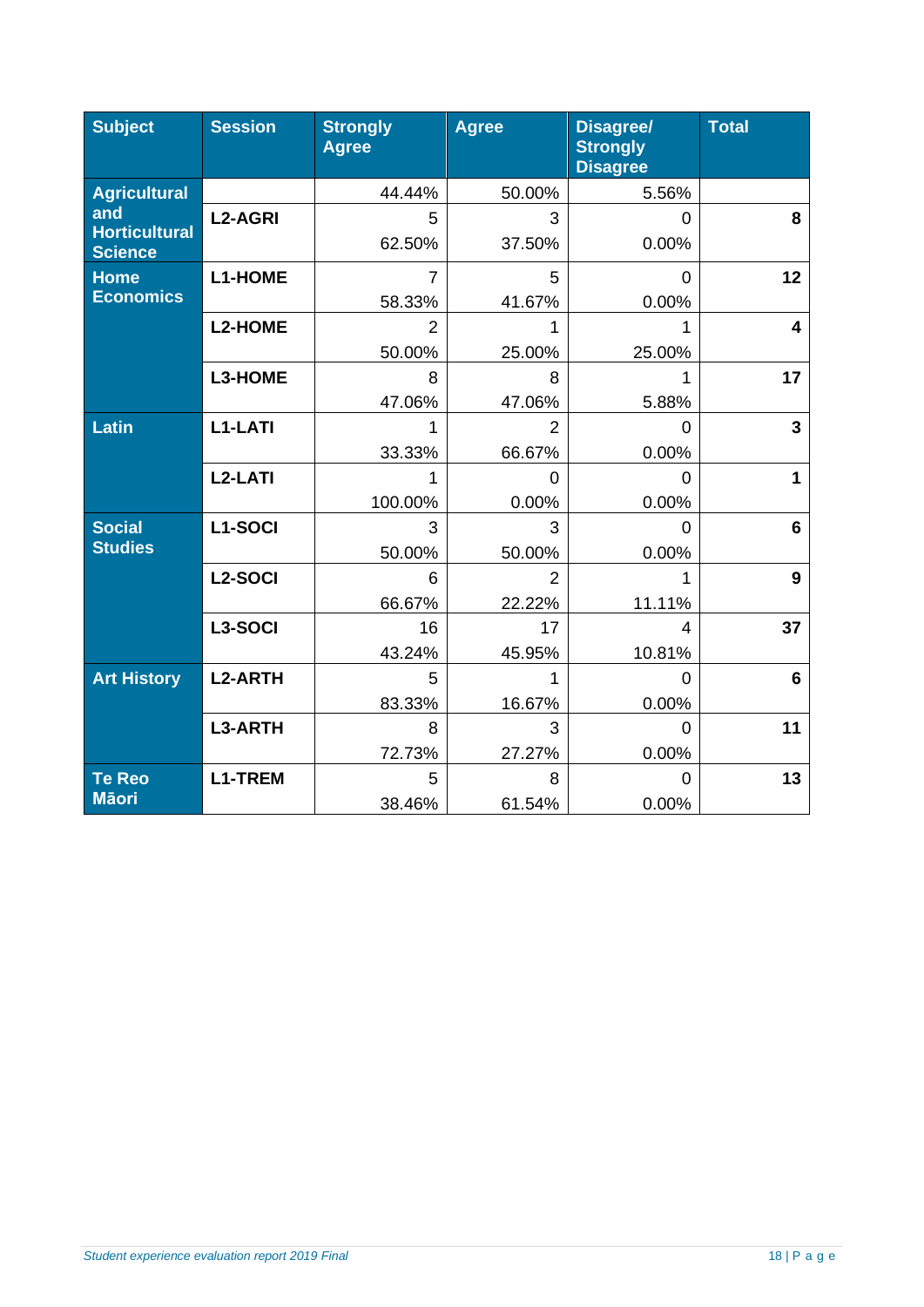| Subject | Session | Strongly Agree | Agree | Disagree/ Strongly Disagree | Total |
|---|---|---|---|---|---|
| Agricultural and Horticultural Science | | 44.44% | 50.00% | 5.56% | |
| | L2-AGRI | 5 | 3 | 0 | 8 |
| | | 62.50% | 37.50% | 0.00% | |
| Home Economics | L1-HOME | 7 | 5 | 0 | 12 |
| | | 58.33% | 41.67% | 0.00% | |
| | L2-HOME | 2 | 1 | 1 | 4 |
| | | 50.00% | 25.00% | 25.00% | |
| | L3-HOME | 8 | 8 | 1 | 17 |
| | | 47.06% | 47.06% | 5.88% | |
| Latin | L1-LATI | 1 | 2 | 0 | 3 |
| | | 33.33% | 66.67% | 0.00% | |
| | L2-LATI | 1 | 0 | 0 | 1 |
| | | 100.00% | 0.00% | 0.00% | |
| Social Studies | L1-SOCI | 3 | 3 | 0 | 6 |
| | | 50.00% | 50.00% | 0.00% | |
| | L2-SOCI | 6 | 2 | 1 | 9 |
| | | 66.67% | 22.22% | 11.11% | |
| | L3-SOCI | 16 | 17 | 4 | 37 |
| | | 43.24% | 45.95% | 10.81% | |
| Art History | L2-ARTH | 5 | 1 | 0 | 6 |
| | | 83.33% | 16.67% | 0.00% | |
| | L3-ARTH | 8 | 3 | 0 | 11 |
| | | 72.73% | 27.27% | 0.00% | |
| Te Reo Māori | L1-TREM | 5 | 8 | 0 | 13 |
| | | 38.46% | 61.54% | 0.00% | |